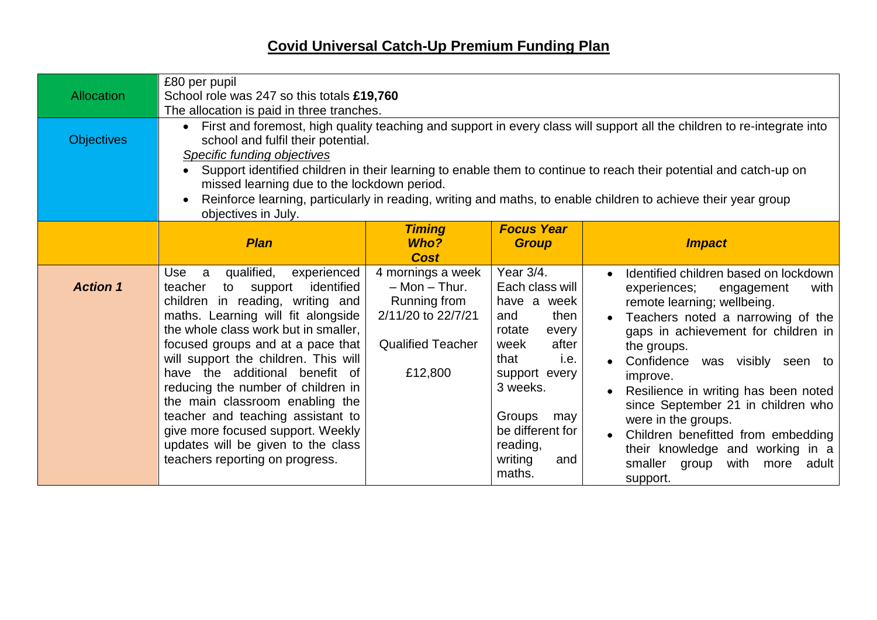# Covid Universal Catch-Up Premium Funding Plan

| | | | | |
|---|---|---|---|---|
| Allocation | £80 per pupil<br>School role was 247 so this totals **£19,760**<br>The allocation is paid in three tranches. | | | |
| Objectives | • First and foremost, high quality teaching and support in every class will support all the children to re-integrate into school and fulfil their potential.<br>*Specific funding objectives*<br>• Support identified children in their learning to enable them to continue to reach their potential and catch-up on missed learning due to the lockdown period.<br>• Reinforce learning, particularly in reading, writing and maths, to enable children to achieve their year group objectives in July. | | | |
| | ***Plan*** | ***Timing Who? Cost*** | ***Focus Year Group*** | ***Impact*** |
| ***Action 1*** | Use a qualified, experienced teacher to support identified children in reading, writing and maths. Learning will fit alongside the whole class work but in smaller, focused groups and at a pace that will support the children. This will have the additional benefit of reducing the number of children in the main classroom enabling the teacher and teaching assistant to give more focused support. Weekly updates will be given to the class teachers reporting on progress. | 4 mornings a week – Mon – Thur. Running from 2/11/20 to 22/7/21<br><br>Qualified Teacher<br><br>£12,800 | Year 3/4. Each class will have a week and then rotate every week after that i.e. support every 3 weeks.<br><br>Groups may be different for reading, writing and maths. | • Identified children based on lockdown experiences; engagement with remote learning; wellbeing.<br>• Teachers noted a narrowing of the gaps in achievement for children in the groups.<br>• Confidence was visibly seen to improve.<br>• Resilience in writing has been noted since September 21 in children who were in the groups.<br>• Children benefitted from embedding their knowledge and working in a smaller group with more adult support. |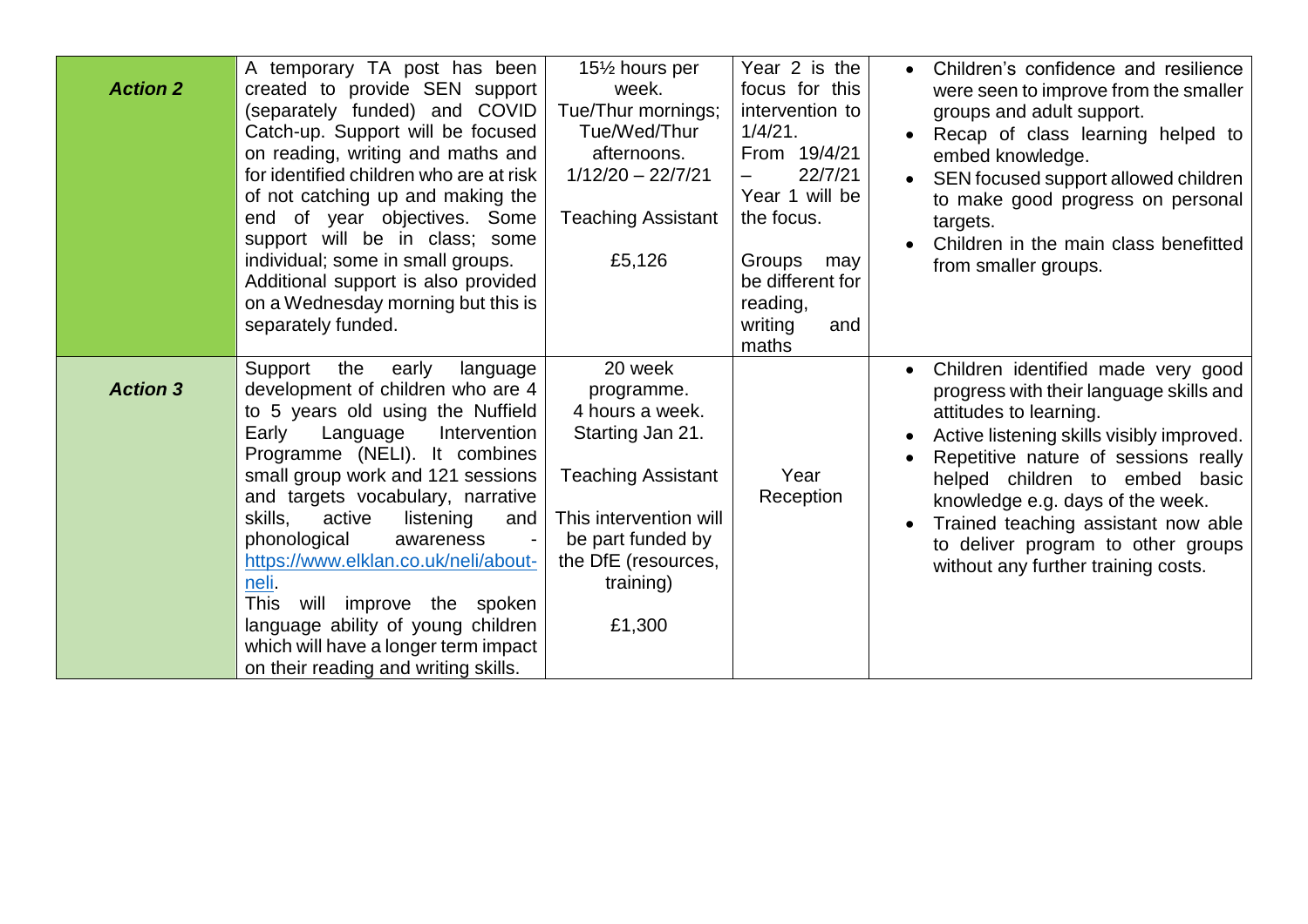| | | | | |
|---|---|---|---|---|
| ***Action 2*** | A temporary TA post has been created to provide SEN support (separately funded) and COVID Catch-up. Support will be focused on reading, writing and maths and for identified children who are at risk of not catching up and making the end of year objectives. Some support will be in class; some individual; some in small groups. Additional support is also provided on a Wednesday morning but this is separately funded. | 15½ hours per week.<br>Tue/Thur mornings; Tue/Wed/Thur afternoons.<br>1/12/20 – 22/7/21<br><br>Teaching Assistant<br><br>£5,126 | Year 2 is the focus for this intervention to 1/4/21.<br>From 19/4/21 – 22/7/21 Year 1 will be the focus.<br><br>Groups may be different for reading, writing and maths | • Children's confidence and resilience were seen to improve from the smaller groups and adult support.<br>• Recap of class learning helped to embed knowledge.<br>• SEN focused support allowed children to make good progress on personal targets.<br>• Children in the main class benefitted from smaller groups. |
| ***Action 3*** | Support the early language development of children who are 4 to 5 years old using the Nuffield Early Language Intervention Programme (NELI). It combines small group work and 121 sessions and targets vocabulary, narrative skills, active listening and phonological awareness - [https://www.elklan.co.uk/neli/about-neli](https://www.elklan.co.uk/neli/about-neli).<br>This will improve the spoken language ability of young children which will have a longer term impact on their reading and writing skills. | 20 week programme.<br>4 hours a week.<br>Starting Jan 21.<br><br>Teaching Assistant<br><br>This intervention will be part funded by the DfE (resources, training)<br><br>£1,300 | Year Reception | • Children identified made very good progress with their language skills and attitudes to learning.<br>• Active listening skills visibly improved.<br>• Repetitive nature of sessions really helped children to embed basic knowledge e.g. days of the week.<br>• Trained teaching assistant now able to deliver program to other groups without any further training costs. |